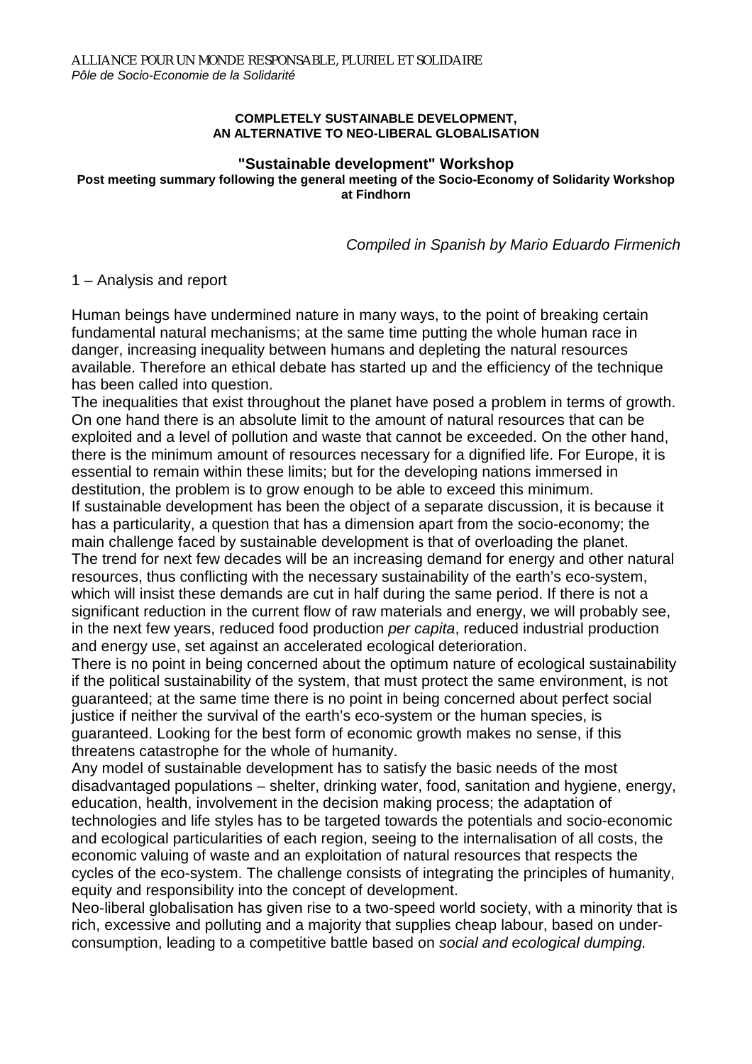ALLIANCE POUR UN MONDE RESPONSABLE, PLURIEL ET SOLIDAIRE
*Pôle de Socio-Economie de la Solidarité*

**COMPLETELY SUSTAINABLE DEVELOPMENT,
AN ALTERNATIVE TO NEO-LIBERAL GLOBALISATION**

## "Sustainable development" Workshop

**Post meeting summary following the general meeting of the Socio-Economy of Solidarity Workshop at Findhorn**

*Compiled in Spanish by Mario Eduardo Firmenich*

1 – Analysis and report

Human beings have undermined nature in many ways, to the point of breaking certain fundamental natural mechanisms; at the same time putting the whole human race in danger, increasing inequality between humans and depleting the natural resources available. Therefore an ethical debate has started up and the efficiency of the technique has been called into question.

The inequalities that exist throughout the planet have posed a problem in terms of growth. On one hand there is an absolute limit to the amount of natural resources that can be exploited and a level of pollution and waste that cannot be exceeded. On the other hand, there is the minimum amount of resources necessary for a dignified life. For Europe, it is essential to remain within these limits; but for the developing nations immersed in destitution, the problem is to grow enough to be able to exceed this minimum.

If sustainable development has been the object of a separate discussion, it is because it has a particularity, a question that has a dimension apart from the socio-economy; the main challenge faced by sustainable development is that of overloading the planet.

The trend for next few decades will be an increasing demand for energy and other natural resources, thus conflicting with the necessary sustainability of the earth's eco-system, which will insist these demands are cut in half during the same period. If there is not a significant reduction in the current flow of raw materials and energy, we will probably see, in the next few years, reduced food production *per capita*, reduced industrial production and energy use, set against an accelerated ecological deterioration.

There is no point in being concerned about the optimum nature of ecological sustainability if the political sustainability of the system, that must protect the same environment, is not guaranteed; at the same time there is no point in being concerned about perfect social justice if neither the survival of the earth's eco-system or the human species, is guaranteed. Looking for the best form of economic growth makes no sense, if this threatens catastrophe for the whole of humanity.

Any model of sustainable development has to satisfy the basic needs of the most disadvantaged populations – shelter, drinking water, food, sanitation and hygiene, energy, education, health, involvement in the decision making process; the adaptation of technologies and life styles has to be targeted towards the potentials and socio-economic and ecological particularities of each region, seeing to the internalisation of all costs, the economic valuing of waste and an exploitation of natural resources that respects the cycles of the eco-system. The challenge consists of integrating the principles of humanity, equity and responsibility into the concept of development.

Neo-liberal globalisation has given rise to a two-speed world society, with a minority that is rich, excessive and polluting and a majority that supplies cheap labour, based on under-consumption, leading to a competitive battle based on *social and ecological dumping.*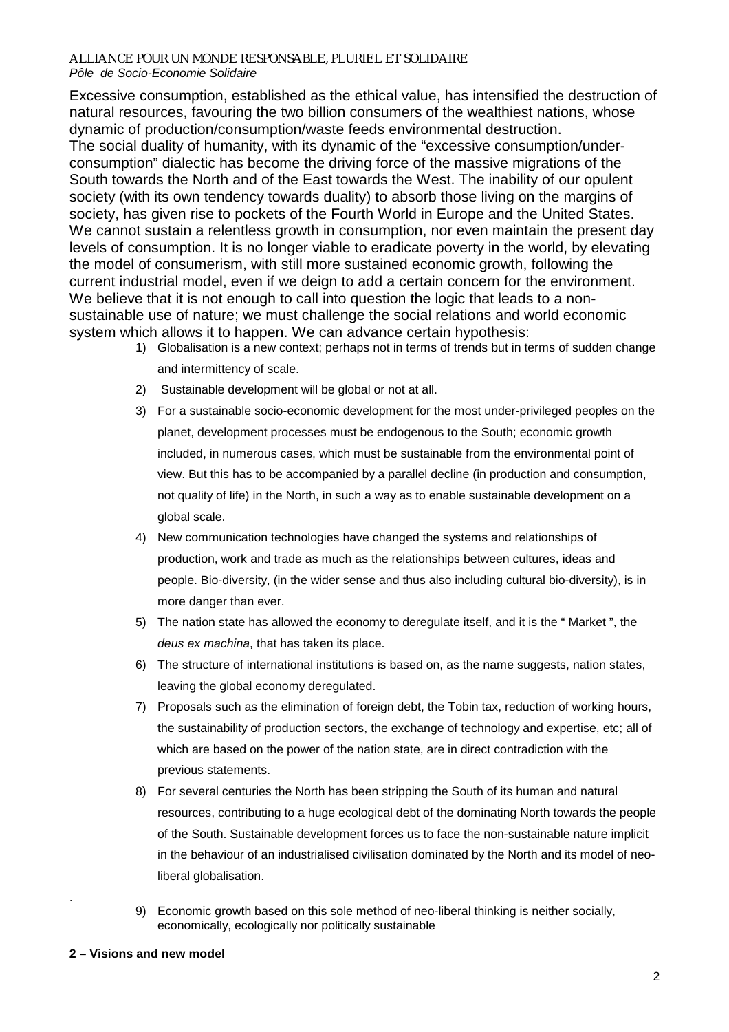Excessive consumption, established as the ethical value, has intensified the destruction of natural resources, favouring the two billion consumers of the wealthiest nations, whose dynamic of production/consumption/waste feeds environmental destruction.

The social duality of humanity, with its dynamic of the "excessive consumption/under-consumption" dialectic has become the driving force of the massive migrations of the South towards the North and of the East towards the West. The inability of our opulent society (with its own tendency towards duality) to absorb those living on the margins of society, has given rise to pockets of the Fourth World in Europe and the United States.

We cannot sustain a relentless growth in consumption, nor even maintain the present day levels of consumption. It is no longer viable to eradicate poverty in the world, by elevating the model of consumerism, with still more sustained economic growth, following the current industrial model, even if we deign to add a certain concern for the environment.

We believe that it is not enough to call into question the logic that leads to a non-sustainable use of nature; we must challenge the social relations and world economic system which allows it to happen. We can advance certain hypothesis:

1) Globalisation is a new context; perhaps not in terms of trends but in terms of sudden change and intermittency of scale.
2) Sustainable development will be global or not at all.
3) For a sustainable socio-economic development for the most under-privileged peoples on the planet, development processes must be endogenous to the South; economic growth included, in numerous cases, which must be sustainable from the environmental point of view. But this has to be accompanied by a parallel decline (in production and consumption, not quality of life) in the North, in such a way as to enable sustainable development on a global scale.
4) New communication technologies have changed the systems and relationships of production, work and trade as much as the relationships between cultures, ideas and people. Bio-diversity, (in the wider sense and thus also including cultural bio-diversity), is in more danger than ever.
5) The nation state has allowed the economy to deregulate itself, and it is the " Market ", the *deus ex machina*, that has taken its place.
6) The structure of international institutions is based on, as the name suggests, nation states, leaving the global economy deregulated.
7) Proposals such as the elimination of foreign debt, the Tobin tax, reduction of working hours, the sustainability of production sectors, the exchange of technology and expertise, etc; all of which are based on the power of the nation state, are in direct contradiction with the previous statements.
8) For several centuries the North has been stripping the South of its human and natural resources, contributing to a huge ecological debt of the dominating North towards the people of the South. Sustainable development forces us to face the non-sustainable nature implicit in the behaviour of an industrialised civilisation dominated by the North and its model of neo-liberal globalisation.
9) Economic growth based on this sole method of neo-liberal thinking is neither socially, economically, ecologically nor politically sustainable

## 2 – Visions and new model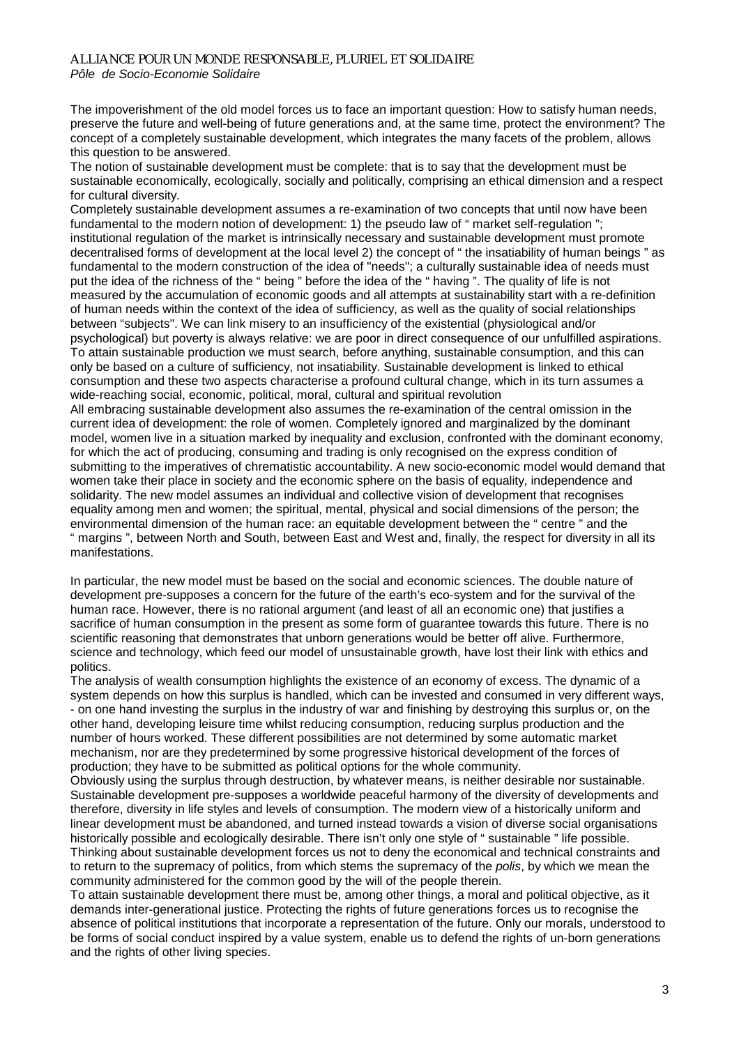The impoverishment of the old model forces us to face an important question: How to satisfy human needs, preserve the future and well-being of future generations and, at the same time, protect the environment? The concept of a completely sustainable development, which integrates the many facets of the problem, allows this question to be answered.

The notion of sustainable development must be complete: that is to say that the development must be sustainable economically, ecologically, socially and politically, comprising an ethical dimension and a respect for cultural diversity.

Completely sustainable development assumes a re-examination of two concepts that until now have been fundamental to the modern notion of development: 1) the pseudo law of " market self-regulation "; institutional regulation of the market is intrinsically necessary and sustainable development must promote decentralised forms of development at the local level 2) the concept of " the insatiability of human beings " as fundamental to the modern construction of the idea of "needs"; a culturally sustainable idea of needs must put the idea of the richness of the " being " before the idea of the " having ". The quality of life is not measured by the accumulation of economic goods and all attempts at sustainability start with a re-definition of human needs within the context of the idea of sufficiency, as well as the quality of social relationships between "subjects". We can link misery to an insufficiency of the existential (physiological and/or psychological) but poverty is always relative: we are poor in direct consequence of our unfulfilled aspirations. To attain sustainable production we must search, before anything, sustainable consumption, and this can only be based on a culture of sufficiency, not insatiability. Sustainable development is linked to ethical consumption and these two aspects characterise a profound cultural change, which in its turn assumes a wide-reaching social, economic, political, moral, cultural and spiritual revolution

All embracing sustainable development also assumes the re-examination of the central omission in the current idea of development: the role of women. Completely ignored and marginalized by the dominant model, women live in a situation marked by inequality and exclusion, confronted with the dominant economy, for which the act of producing, consuming and trading is only recognised on the express condition of submitting to the imperatives of chrematistic accountability. A new socio-economic model would demand that women take their place in society and the economic sphere on the basis of equality, independence and solidarity. The new model assumes an individual and collective vision of development that recognises equality among men and women; the spiritual, mental, physical and social dimensions of the person; the environmental dimension of the human race: an equitable development between the " centre " and the " margins ", between North and South, between East and West and, finally, the respect for diversity in all its manifestations.

In particular, the new model must be based on the social and economic sciences. The double nature of development pre-supposes a concern for the future of the earth's eco-system and for the survival of the human race. However, there is no rational argument (and least of all an economic one) that justifies a sacrifice of human consumption in the present as some form of guarantee towards this future. There is no scientific reasoning that demonstrates that unborn generations would be better off alive. Furthermore, science and technology, which feed our model of unsustainable growth, have lost their link with ethics and politics.

The analysis of wealth consumption highlights the existence of an economy of excess. The dynamic of a system depends on how this surplus is handled, which can be invested and consumed in very different ways, - on one hand investing the surplus in the industry of war and finishing by destroying this surplus or, on the other hand, developing leisure time whilst reducing consumption, reducing surplus production and the number of hours worked. These different possibilities are not determined by some automatic market mechanism, nor are they predetermined by some progressive historical development of the forces of production; they have to be submitted as political options for the whole community.

Obviously using the surplus through destruction, by whatever means, is neither desirable nor sustainable. Sustainable development pre-supposes a worldwide peaceful harmony of the diversity of developments and therefore, diversity in life styles and levels of consumption. The modern view of a historically uniform and linear development must be abandoned, and turned instead towards a vision of diverse social organisations historically possible and ecologically desirable. There isn't only one style of " sustainable " life possible. Thinking about sustainable development forces us not to deny the economical and technical constraints and to return to the supremacy of politics, from which stems the supremacy of the *polis*, by which we mean the community administered for the common good by the will of the people therein.

To attain sustainable development there must be, among other things, a moral and political objective, as it demands inter-generational justice. Protecting the rights of future generations forces us to recognise the absence of political institutions that incorporate a representation of the future. Only our morals, understood to be forms of social conduct inspired by a value system, enable us to defend the rights of un-born generations and the rights of other living species.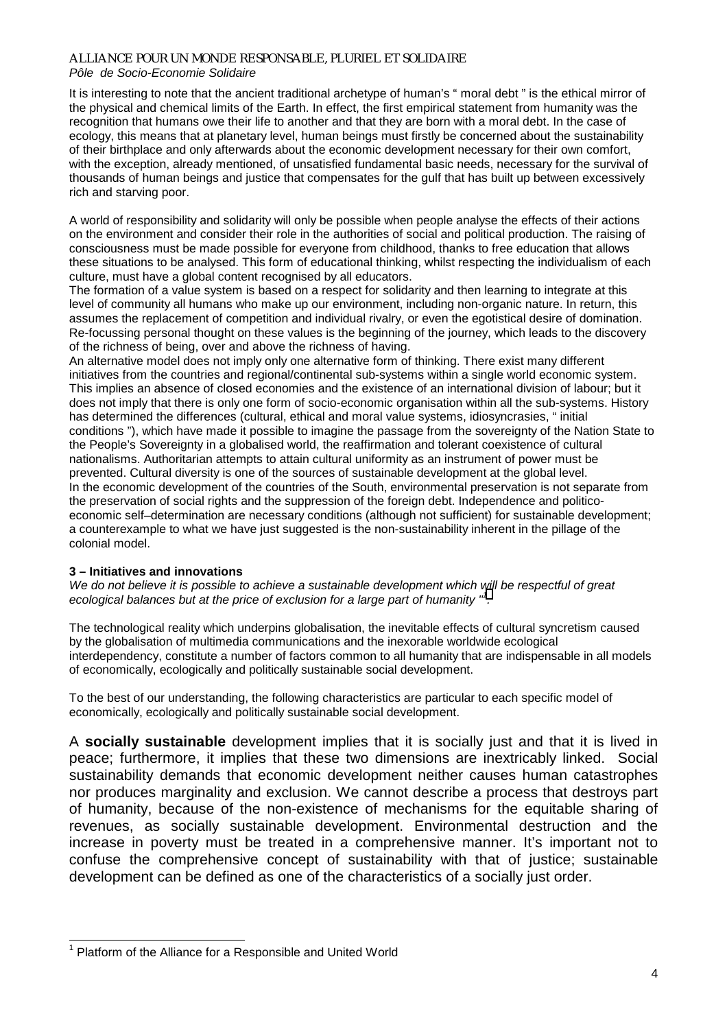It is interesting to note that the ancient traditional archetype of human's " moral debt " is the ethical mirror of the physical and chemical limits of the Earth. In effect, the first empirical statement from humanity was the recognition that humans owe their life to another and that they are born with a moral debt. In the case of ecology, this means that at planetary level, human beings must firstly be concerned about the sustainability of their birthplace and only afterwards about the economic development necessary for their own comfort, with the exception, already mentioned, of unsatisfied fundamental basic needs, necessary for the survival of thousands of human beings and justice that compensates for the gulf that has built up between excessively rich and starving poor.

A world of responsibility and solidarity will only be possible when people analyse the effects of their actions on the environment and consider their role in the authorities of social and political production. The raising of consciousness must be made possible for everyone from childhood, thanks to free education that allows these situations to be analysed. This form of educational thinking, whilst respecting the individualism of each culture, must have a global content recognised by all educators.

The formation of a value system is based on a respect for solidarity and then learning to integrate at this level of community all humans who make up our environment, including non-organic nature. In return, this assumes the replacement of competition and individual rivalry, or even the egotistical desire of domination. Re-focussing personal thought on these values is the beginning of the journey, which leads to the discovery of the richness of being, over and above the richness of having.

An alternative model does not imply only one alternative form of thinking. There exist many different initiatives from the countries and regional/continental sub-systems within a single world economic system. This implies an absence of closed economies and the existence of an international division of labour; but it does not imply that there is only one form of socio-economic organisation within all the sub-systems. History has determined the differences (cultural, ethical and moral value systems, idiosyncrasies, " initial conditions "), which have made it possible to imagine the passage from the sovereignty of the Nation State to the People's Sovereignty in a globalised world, the reaffirmation and tolerant coexistence of cultural nationalisms. Authoritarian attempts to attain cultural uniformity as an instrument of power must be prevented. Cultural diversity is one of the sources of sustainable development at the global level.

In the economic development of the countries of the South, environmental preservation is not separate from the preservation of social rights and the suppression of the foreign debt. Independence and politico-economic self–determination are necessary conditions (although not sufficient) for sustainable development; a counterexample to what we have just suggested is the non-sustainability inherent in the pillage of the colonial model.

**3 – Initiatives and innovations**

*We do not believe it is possible to achieve a sustainable development which will be respectful of great ecological balances but at the price of exclusion for a large part of humanity "*[1].

The technological reality which underpins globalisation, the inevitable effects of cultural syncretism caused by the globalisation of multimedia communications and the inexorable worldwide ecological interdependency, constitute a number of factors common to all humanity that are indispensable in all models of economically, ecologically and politically sustainable social development.

To the best of our understanding, the following characteristics are particular to each specific model of economically, ecologically and politically sustainable social development.

A **socially sustainable** development implies that it is socially just and that it is lived in peace; furthermore, it implies that these two dimensions are inextricably linked. Social sustainability demands that economic development neither causes human catastrophes nor produces marginality and exclusion. We cannot describe a process that destroys part of humanity, because of the non-existence of mechanisms for the equitable sharing of revenues, as socially sustainable development. Environmental destruction and the increase in poverty must be treated in a comprehensive manner. It's important not to confuse the comprehensive concept of sustainability with that of justice; sustainable development can be defined as one of the characteristics of a socially just order.

[1] Platform of the Alliance for a Responsible and United World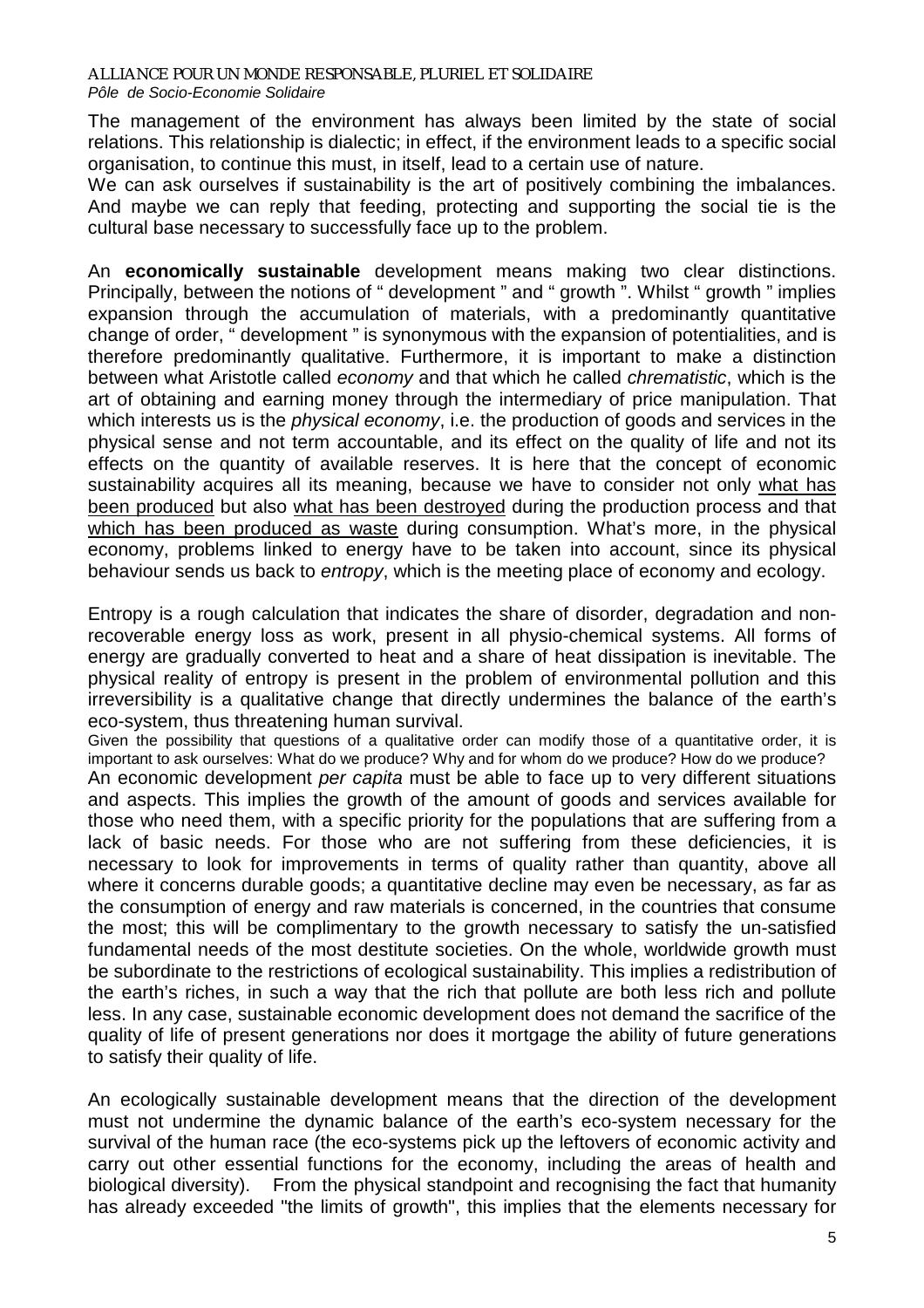The management of the environment has always been limited by the state of social relations. This relationship is dialectic; in effect, if the environment leads to a specific social organisation, to continue this must, in itself, lead to a certain use of nature.

We can ask ourselves if sustainability is the art of positively combining the imbalances. And maybe we can reply that feeding, protecting and supporting the social tie is the cultural base necessary to successfully face up to the problem.

An **economically sustainable** development means making two clear distinctions. Principally, between the notions of " development " and " growth ". Whilst " growth " implies expansion through the accumulation of materials, with a predominantly quantitative change of order, " development " is synonymous with the expansion of potentialities, and is therefore predominantly qualitative. Furthermore, it is important to make a distinction between what Aristotle called *economy* and that which he called *chrematistic*, which is the art of obtaining and earning money through the intermediary of price manipulation. That which interests us is the *physical economy*, i.e. the production of goods and services in the physical sense and not term accountable, and its effect on the quality of life and not its effects on the quantity of available reserves. It is here that the concept of economic sustainability acquires all its meaning, because we have to consider not only <u>what has been produced</u> but also <u>what has been destroyed</u> during the production process and that <u>which has been produced as waste</u> during consumption. What's more, in the physical economy, problems linked to energy have to be taken into account, since its physical behaviour sends us back to *entropy*, which is the meeting place of economy and ecology.

Entropy is a rough calculation that indicates the share of disorder, degradation and non-recoverable energy loss as work, present in all physio-chemical systems. All forms of energy are gradually converted to heat and a share of heat dissipation is inevitable. The physical reality of entropy is present in the problem of environmental pollution and this irreversibility is a qualitative change that directly undermines the balance of the earth's eco-system, thus threatening human survival.

Given the possibility that questions of a qualitative order can modify those of a quantitative order, it is important to ask ourselves: What do we produce? Why and for whom do we produce? How do we produce?

An economic development *per capita* must be able to face up to very different situations and aspects. This implies the growth of the amount of goods and services available for those who need them, with a specific priority for the populations that are suffering from a lack of basic needs. For those who are not suffering from these deficiencies, it is necessary to look for improvements in terms of quality rather than quantity, above all where it concerns durable goods; a quantitative decline may even be necessary, as far as the consumption of energy and raw materials is concerned, in the countries that consume the most; this will be complimentary to the growth necessary to satisfy the un-satisfied fundamental needs of the most destitute societies. On the whole, worldwide growth must be subordinate to the restrictions of ecological sustainability. This implies a redistribution of the earth's riches, in such a way that the rich that pollute are both less rich and pollute less. In any case, sustainable economic development does not demand the sacrifice of the quality of life of present generations nor does it mortgage the ability of future generations to satisfy their quality of life.

An ecologically sustainable development means that the direction of the development must not undermine the dynamic balance of the earth's eco-system necessary for the survival of the human race (the eco-systems pick up the leftovers of economic activity and carry out other essential functions for the economy, including the areas of health and biological diversity). From the physical standpoint and recognising the fact that humanity has already exceeded "the limits of growth", this implies that the elements necessary for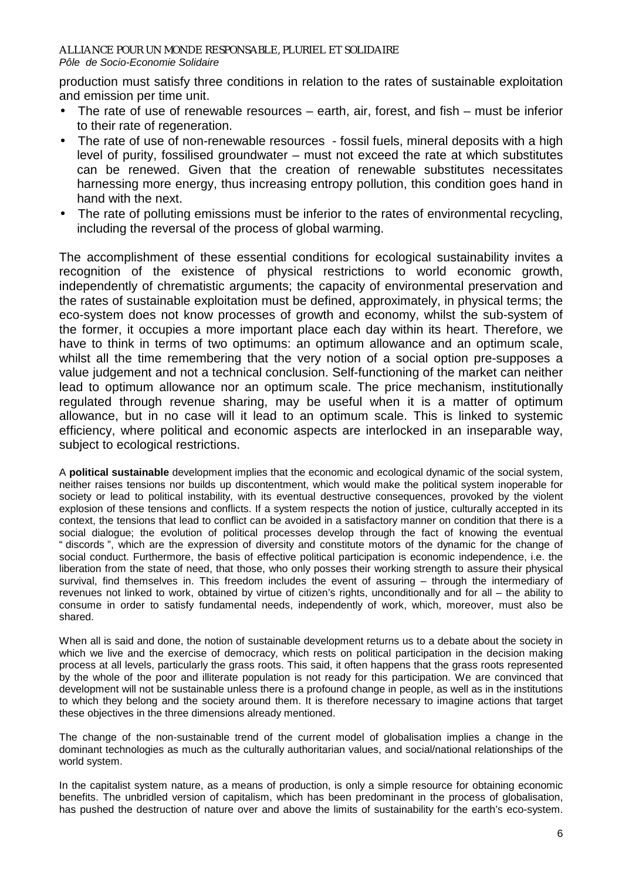production must satisfy three conditions in relation to the rates of sustainable exploitation and emission per time unit.

- The rate of use of renewable resources – earth, air, forest, and fish – must be inferior to their rate of regeneration.
- The rate of use of non-renewable resources - fossil fuels, mineral deposits with a high level of purity, fossilised groundwater – must not exceed the rate at which substitutes can be renewed. Given that the creation of renewable substitutes necessitates harnessing more energy, thus increasing entropy pollution, this condition goes hand in hand with the next.
- The rate of polluting emissions must be inferior to the rates of environmental recycling, including the reversal of the process of global warming.

The accomplishment of these essential conditions for ecological sustainability invites a recognition of the existence of physical restrictions to world economic growth, independently of chrematistic arguments; the capacity of environmental preservation and the rates of sustainable exploitation must be defined, approximately, in physical terms; the eco-system does not know processes of growth and economy, whilst the sub-system of the former, it occupies a more important place each day within its heart. Therefore, we have to think in terms of two optimums: an optimum allowance and an optimum scale, whilst all the time remembering that the very notion of a social option pre-supposes a value judgement and not a technical conclusion. Self-functioning of the market can neither lead to optimum allowance nor an optimum scale. The price mechanism, institutionally regulated through revenue sharing, may be useful when it is a matter of optimum allowance, but in no case will it lead to an optimum scale. This is linked to systemic efficiency, where political and economic aspects are interlocked in an inseparable way, subject to ecological restrictions.

A **political sustainable** development implies that the economic and ecological dynamic of the social system, neither raises tensions nor builds up discontentment, which would make the political system inoperable for society or lead to political instability, with its eventual destructive consequences, provoked by the violent explosion of these tensions and conflicts. If a system respects the notion of justice, culturally accepted in its context, the tensions that lead to conflict can be avoided in a satisfactory manner on condition that there is a social dialogue; the evolution of political processes develop through the fact of knowing the eventual " discords ", which are the expression of diversity and constitute motors of the dynamic for the change of social conduct. Furthermore, the basis of effective political participation is economic independence, i.e. the liberation from the state of need, that those, who only posses their working strength to assure their physical survival, find themselves in. This freedom includes the event of assuring – through the intermediary of revenues not linked to work, obtained by virtue of citizen's rights, unconditionally and for all – the ability to consume in order to satisfy fundamental needs, independently of work, which, moreover, must also be shared.

When all is said and done, the notion of sustainable development returns us to a debate about the society in which we live and the exercise of democracy, which rests on political participation in the decision making process at all levels, particularly the grass roots. This said, it often happens that the grass roots represented by the whole of the poor and illiterate population is not ready for this participation. We are convinced that development will not be sustainable unless there is a profound change in people, as well as in the institutions to which they belong and the society around them. It is therefore necessary to imagine actions that target these objectives in the three dimensions already mentioned.

The change of the non-sustainable trend of the current model of globalisation implies a change in the dominant technologies as much as the culturally authoritarian values, and social/national relationships of the world system.

In the capitalist system nature, as a means of production, is only a simple resource for obtaining economic benefits. The unbridled version of capitalism, which has been predominant in the process of globalisation, has pushed the destruction of nature over and above the limits of sustainability for the earth's eco-system.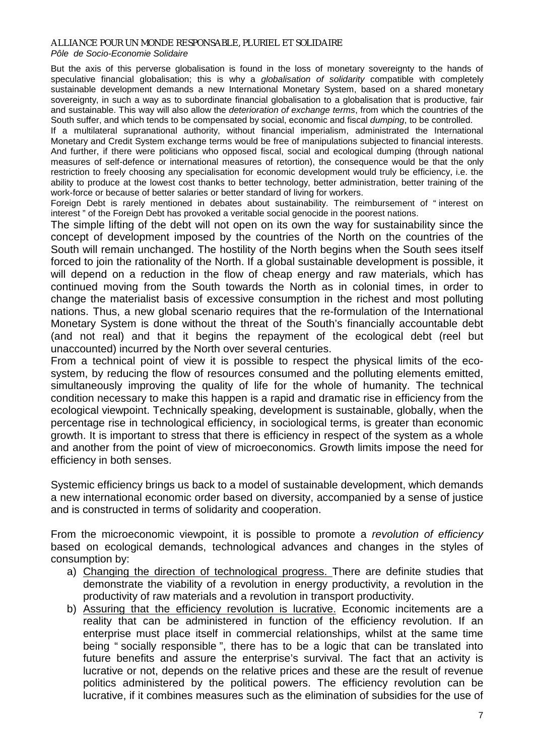But the axis of this perverse globalisation is found in the loss of monetary sovereignty to the hands of speculative financial globalisation; this is why a *globalisation of solidarity* compatible with completely sustainable development demands a new International Monetary System, based on a shared monetary sovereignty, in such a way as to subordinate financial globalisation to a globalisation that is productive, fair and sustainable. This way will also allow the *deterioration of exchange terms*, from which the countries of the South suffer, and which tends to be compensated by social, economic and fiscal *dumping*, to be controlled.

If a multilateral supranational authority, without financial imperialism, administrated the International Monetary and Credit System exchange terms would be free of manipulations subjected to financial interests. And further, if there were politicians who opposed fiscal, social and ecological dumping (through national measures of self-defence or international measures of retortion), the consequence would be that the only restriction to freely choosing any specialisation for economic development would truly be efficiency, i.e. the ability to produce at the lowest cost thanks to better technology, better administration, better training of the work-force or because of better salaries or better standard of living for workers.

Foreign Debt is rarely mentioned in debates about sustainability. The reimbursement of " interest on interest " of the Foreign Debt has provoked a veritable social genocide in the poorest nations.

The simple lifting of the debt will not open on its own the way for sustainability since the concept of development imposed by the countries of the North on the countries of the South will remain unchanged. The hostility of the North begins when the South sees itself forced to join the rationality of the North. If a global sustainable development is possible, it will depend on a reduction in the flow of cheap energy and raw materials, which has continued moving from the South towards the North as in colonial times, in order to change the materialist basis of excessive consumption in the richest and most polluting nations. Thus, a new global scenario requires that the re-formulation of the International Monetary System is done without the threat of the South's financially accountable debt (and not real) and that it begins the repayment of the ecological debt (reel but unaccounted) incurred by the North over several centuries.

From a technical point of view it is possible to respect the physical limits of the eco-system, by reducing the flow of resources consumed and the polluting elements emitted, simultaneously improving the quality of life for the whole of humanity. The technical condition necessary to make this happen is a rapid and dramatic rise in efficiency from the ecological viewpoint. Technically speaking, development is sustainable, globally, when the percentage rise in technological efficiency, in sociological terms, is greater than economic growth. It is important to stress that there is efficiency in respect of the system as a whole and another from the point of view of microeconomics. Growth limits impose the need for efficiency in both senses.

Systemic efficiency brings us back to a model of sustainable development, which demands a new international economic order based on diversity, accompanied by a sense of justice and is constructed in terms of solidarity and cooperation.

From the microeconomic viewpoint, it is possible to promote a *revolution of efficiency* based on ecological demands, technological advances and changes in the styles of consumption by:

a) Changing the direction of technological progress. There are definite studies that demonstrate the viability of a revolution in energy productivity, a revolution in the productivity of raw materials and a revolution in transport productivity.
b) Assuring that the efficiency revolution is lucrative. Economic incitements are a reality that can be administered in function of the efficiency revolution. If an enterprise must place itself in commercial relationships, whilst at the same time being " socially responsible ", there has to be a logic that can be translated into future benefits and assure the enterprise's survival. The fact that an activity is lucrative or not, depends on the relative prices and these are the result of revenue politics administered by the political powers. The efficiency revolution can be lucrative, if it combines measures such as the elimination of subsidies for the use of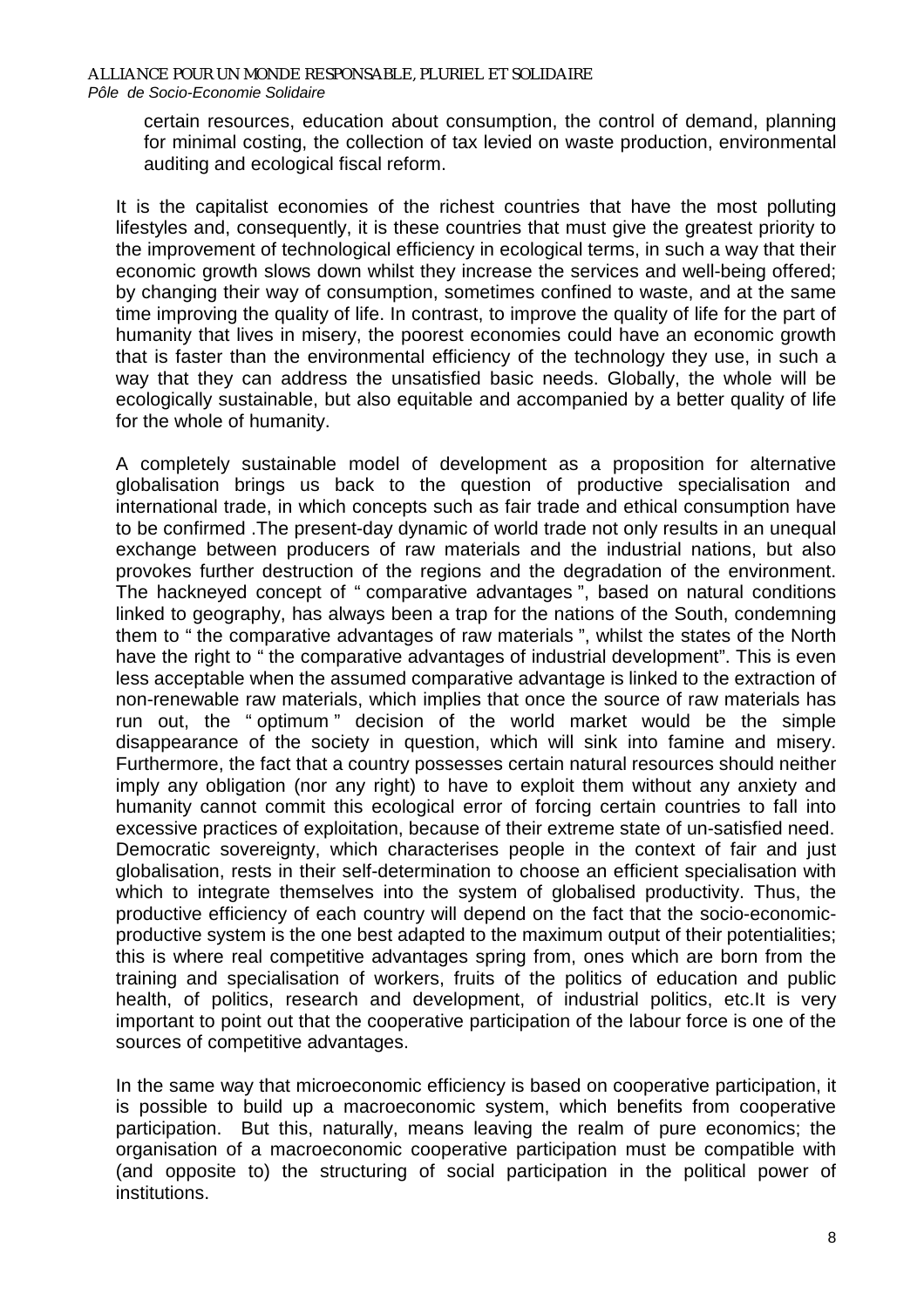certain resources, education about consumption, the control of demand, planning for minimal costing, the collection of tax levied on waste production, environmental auditing and ecological fiscal reform.

It is the capitalist economies of the richest countries that have the most polluting lifestyles and, consequently, it is these countries that must give the greatest priority to the improvement of technological efficiency in ecological terms, in such a way that their economic growth slows down whilst they increase the services and well-being offered; by changing their way of consumption, sometimes confined to waste, and at the same time improving the quality of life. In contrast, to improve the quality of life for the part of humanity that lives in misery, the poorest economies could have an economic growth that is faster than the environmental efficiency of the technology they use, in such a way that they can address the unsatisfied basic needs. Globally, the whole will be ecologically sustainable, but also equitable and accompanied by a better quality of life for the whole of humanity.

A completely sustainable model of development as a proposition for alternative globalisation brings us back to the question of productive specialisation and international trade, in which concepts such as fair trade and ethical consumption have to be confirmed .The present-day dynamic of world trade not only results in an unequal exchange between producers of raw materials and the industrial nations, but also provokes further destruction of the regions and the degradation of the environment. The hackneyed concept of " comparative advantages ", based on natural conditions linked to geography, has always been a trap for the nations of the South, condemning them to " the comparative advantages of raw materials ", whilst the states of the North have the right to " the comparative advantages of industrial development". This is even less acceptable when the assumed comparative advantage is linked to the extraction of non-renewable raw materials, which implies that once the source of raw materials has run out, the " optimum " decision of the world market would be the simple disappearance of the society in question, which will sink into famine and misery. Furthermore, the fact that a country possesses certain natural resources should neither imply any obligation (nor any right) to have to exploit them without any anxiety and humanity cannot commit this ecological error of forcing certain countries to fall into excessive practices of exploitation, because of their extreme state of un-satisfied need. Democratic sovereignty, which characterises people in the context of fair and just globalisation, rests in their self-determination to choose an efficient specialisation with which to integrate themselves into the system of globalised productivity. Thus, the productive efficiency of each country will depend on the fact that the socio-economic-productive system is the one best adapted to the maximum output of their potentialities; this is where real competitive advantages spring from, ones which are born from the training and specialisation of workers, fruits of the politics of education and public health, of politics, research and development, of industrial politics, etc.It is very important to point out that the cooperative participation of the labour force is one of the sources of competitive advantages.

In the same way that microeconomic efficiency is based on cooperative participation, it is possible to build up a macroeconomic system, which benefits from cooperative participation. But this, naturally, means leaving the realm of pure economics; the organisation of a macroeconomic cooperative participation must be compatible with (and opposite to) the structuring of social participation in the political power of institutions.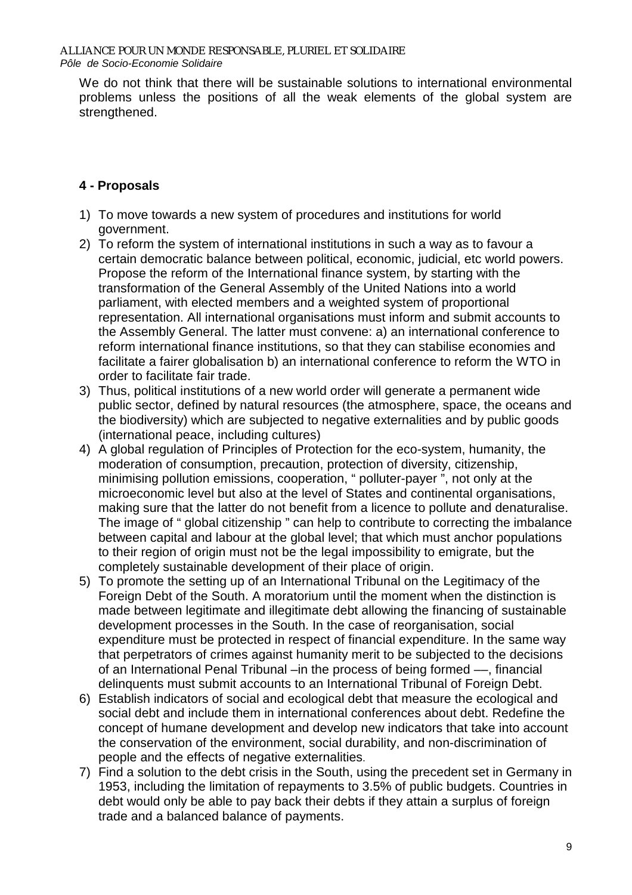We do not think that there will be sustainable solutions to international environmental problems unless the positions of all the weak elements of the global system are strengthened.

## 4 - Proposals

1) To move towards a new system of procedures and institutions for world government.
2) To reform the system of international institutions in such a way as to favour a certain democratic balance between political, economic, judicial, etc world powers. Propose the reform of the International finance system, by starting with the transformation of the General Assembly of the United Nations into a world parliament, with elected members and a weighted system of proportional representation. All international organisations must inform and submit accounts to the Assembly General. The latter must convene: a) an international conference to reform international finance institutions, so that they can stabilise economies and facilitate a fairer globalisation b) an international conference to reform the WTO in order to facilitate fair trade.
3) Thus, political institutions of a new world order will generate a permanent wide public sector, defined by natural resources (the atmosphere, space, the oceans and the biodiversity) which are subjected to negative externalities and by public goods (international peace, including cultures)
4) A global regulation of Principles of Protection for the eco-system, humanity, the moderation of consumption, precaution, protection of diversity, citizenship, minimising pollution emissions, cooperation, " polluter-payer ", not only at the microeconomic level but also at the level of States and continental organisations, making sure that the latter do not benefit from a licence to pollute and denaturalise. The image of " global citizenship " can help to contribute to correcting the imbalance between capital and labour at the global level; that which must anchor populations to their region of origin must not be the legal impossibility to emigrate, but the completely sustainable development of their place of origin.
5) To promote the setting up of an International Tribunal on the Legitimacy of the Foreign Debt of the South. A moratorium until the moment when the distinction is made between legitimate and illegitimate debt allowing the financing of sustainable development processes in the South. In the case of reorganisation, social expenditure must be protected in respect of financial expenditure. In the same way that perpetrators of crimes against humanity merit to be subjected to the decisions of an International Penal Tribunal –in the process of being formed —, financial delinquents must submit accounts to an International Tribunal of Foreign Debt.
6) Establish indicators of social and ecological debt that measure the ecological and social debt and include them in international conferences about debt. Redefine the concept of humane development and develop new indicators that take into account the conservation of the environment, social durability, and non-discrimination of people and the effects of negative externalities.
7) Find a solution to the debt crisis in the South, using the precedent set in Germany in 1953, including the limitation of repayments to 3.5% of public budgets. Countries in debt would only be able to pay back their debts if they attain a surplus of foreign trade and a balanced balance of payments.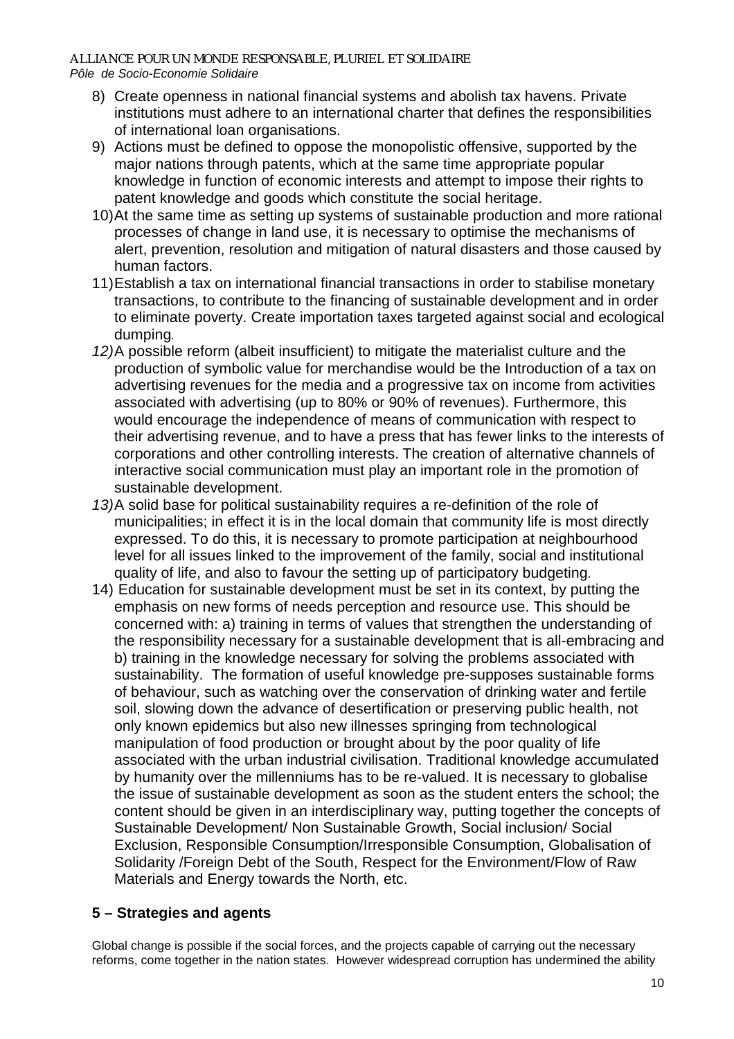8) Create openness in national financial systems and abolish tax havens. Private institutions must adhere to an international charter that defines the responsibilities of international loan organisations.
9) Actions must be defined to oppose the monopolistic offensive, supported by the major nations through patents, which at the same time appropriate popular knowledge in function of economic interests and attempt to impose their rights to patent knowledge and goods which constitute the social heritage.
10) At the same time as setting up systems of sustainable production and more rational processes of change in land use, it is necessary to optimise the mechanisms of alert, prevention, resolution and mitigation of natural disasters and those caused by human factors.
11) Establish a tax on international financial transactions in order to stabilise monetary transactions, to contribute to the financing of sustainable development and in order to eliminate poverty. Create importation taxes targeted against social and ecological dumping.
12) A possible reform (albeit insufficient) to mitigate the materialist culture and the production of symbolic value for merchandise would be the Introduction of a tax on advertising revenues for the media and a progressive tax on income from activities associated with advertising (up to 80% or 90% of revenues). Furthermore, this would encourage the independence of means of communication with respect to their advertising revenue, and to have a press that has fewer links to the interests of corporations and other controlling interests. The creation of alternative channels of interactive social communication must play an important role in the promotion of sustainable development.
13) A solid base for political sustainability requires a re-definition of the role of municipalities; in effect it is in the local domain that community life is most directly expressed. To do this, it is necessary to promote participation at neighbourhood level for all issues linked to the improvement of the family, social and institutional quality of life, and also to favour the setting up of participatory budgeting.
14) Education for sustainable development must be set in its context, by putting the emphasis on new forms of needs perception and resource use. This should be concerned with: a) training in terms of values that strengthen the understanding of the responsibility necessary for a sustainable development that is all-embracing and b) training in the knowledge necessary for solving the problems associated with sustainability. The formation of useful knowledge pre-supposes sustainable forms of behaviour, such as watching over the conservation of drinking water and fertile soil, slowing down the advance of desertification or preserving public health, not only known epidemics but also new illnesses springing from technological manipulation of food production or brought about by the poor quality of life associated with the urban industrial civilisation. Traditional knowledge accumulated by humanity over the millenniums has to be re-valued. It is necessary to globalise the issue of sustainable development as soon as the student enters the school; the content should be given in an interdisciplinary way, putting together the concepts of Sustainable Development/ Non Sustainable Growth, Social inclusion/ Social Exclusion, Responsible Consumption/Irresponsible Consumption, Globalisation of Solidarity /Foreign Debt of the South, Respect for the Environment/Flow of Raw Materials and Energy towards the North, etc.

## 5 – Strategies and agents

Global change is possible if the social forces, and the projects capable of carrying out the necessary reforms, come together in the nation states. However widespread corruption has undermined the ability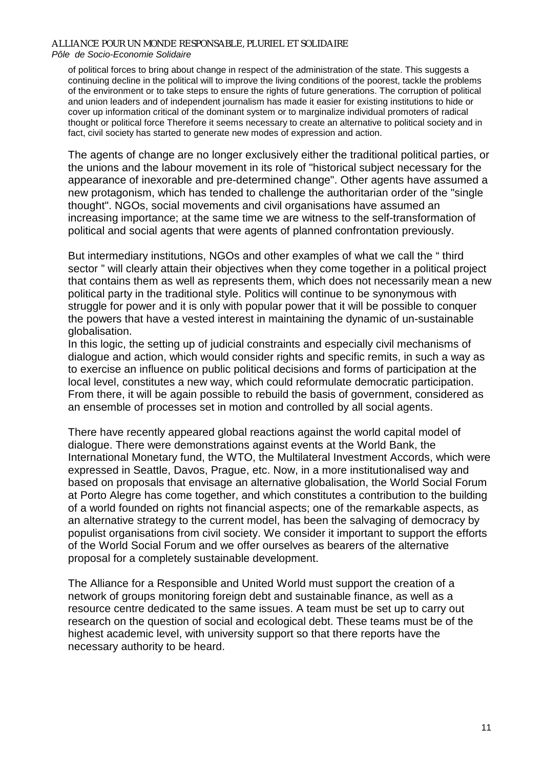of political forces to bring about change in respect of the administration of the state. This suggests a continuing decline in the political will to improve the living conditions of the poorest, tackle the problems of the environment or to take steps to ensure the rights of future generations. The corruption of political and union leaders and of independent journalism has made it easier for existing institutions to hide or cover up information critical of the dominant system or to marginalize individual promoters of radical thought or political force Therefore it seems necessary to create an alternative to political society and in fact, civil society has started to generate new modes of expression and action.

The agents of change are no longer exclusively either the traditional political parties, or the unions and the labour movement in its role of "historical subject necessary for the appearance of inexorable and pre-determined change". Other agents have assumed a new protagonism, which has tended to challenge the authoritarian order of the "single thought". NGOs, social movements and civil organisations have assumed an increasing importance; at the same time we are witness to the self-transformation of political and social agents that were agents of planned confrontation previously.

But intermediary institutions, NGOs and other examples of what we call the " third sector " will clearly attain their objectives when they come together in a political project that contains them as well as represents them, which does not necessarily mean a new political party in the traditional style. Politics will continue to be synonymous with struggle for power and it is only with popular power that it will be possible to conquer the powers that have a vested interest in maintaining the dynamic of un-sustainable globalisation.
In this logic, the setting up of judicial constraints and especially civil mechanisms of dialogue and action, which would consider rights and specific remits, in such a way as to exercise an influence on public political decisions and forms of participation at the local level, constitutes a new way, which could reformulate democratic participation. From there, it will be again possible to rebuild the basis of government, considered as an ensemble of processes set in motion and controlled by all social agents.

There have recently appeared global reactions against the world capital model of dialogue. There were demonstrations against events at the World Bank, the International Monetary fund, the WTO, the Multilateral Investment Accords, which were expressed in Seattle, Davos, Prague, etc. Now, in a more institutionalised way and based on proposals that envisage an alternative globalisation, the World Social Forum at Porto Alegre has come together, and which constitutes a contribution to the building of a world founded on rights not financial aspects; one of the remarkable aspects, as an alternative strategy to the current model, has been the salvaging of democracy by populist organisations from civil society. We consider it important to support the efforts of the World Social Forum and we offer ourselves as bearers of the alternative proposal for a completely sustainable development.

The Alliance for a Responsible and United World must support the creation of a network of groups monitoring foreign debt and sustainable finance, as well as a resource centre dedicated to the same issues. A team must be set up to carry out research on the question of social and ecological debt. These teams must be of the highest academic level, with university support so that there reports have the necessary authority to be heard.